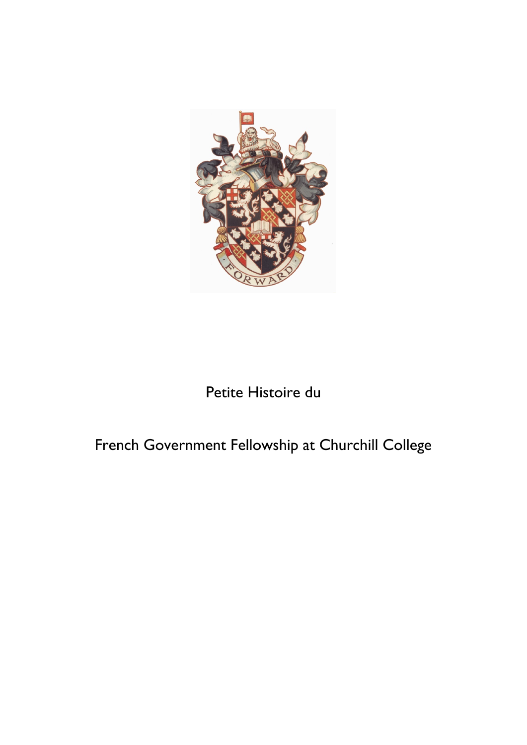# Petite Histoire du

# French Government Fellowship at Churchill College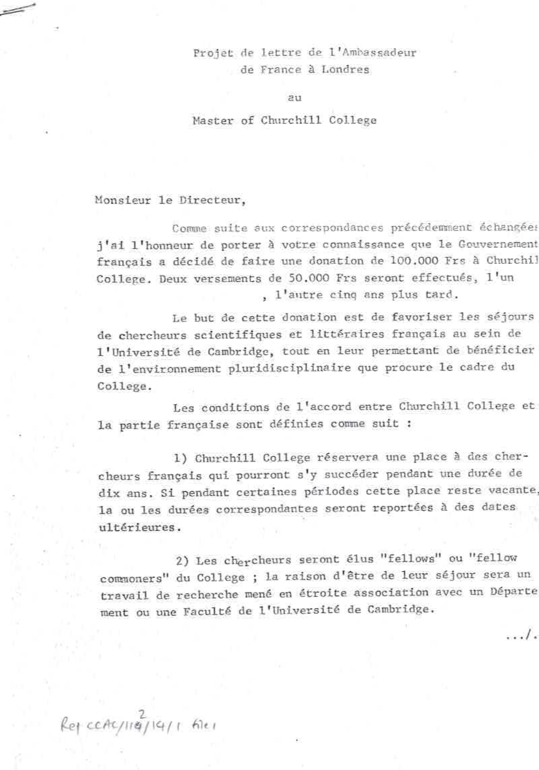Projet de lettre de l'Ambassadeur
de France à Londres

au

Master of Churchill College

Monsieur le Directeur,

Comme suite aux correspondances précédemment échangées j'ai l'honneur de porter à votre connaissance que le Gouvernement français a décidé de faire une donation de 100.000 Frs à Churchill College. Deux versements de 50.000 Frs seront effectués, l'un , l'autre cinq ans plus tard.

Le but de cette donation est de favoriser les séjours de chercheurs scientifiques et littéraires français au sein de l'Université de Cambridge, tout en leur permettant de bénéficier de l'environnement pluridisciplinaire que procure le cadre du College.

Les conditions de l'accord entre Churchill College et la partie française sont définies comme suit :

1) Churchill College réservera une place à des chercheurs français qui pourront s'y succéder pendant une durée de dix ans. Si pendant certaines périodes cette place reste vacante, la ou les durées correspondantes seront reportées à des dates ultérieures.

2) Les chercheurs seront élus "fellows" ou "fellow commoners" du College ; la raison d'être de leur séjour sera un travail de recherche mené en étroite association avec un Département ou une Faculté de l'Université de Cambridge.

.../.

Ref CCAC/119/14/1 file 2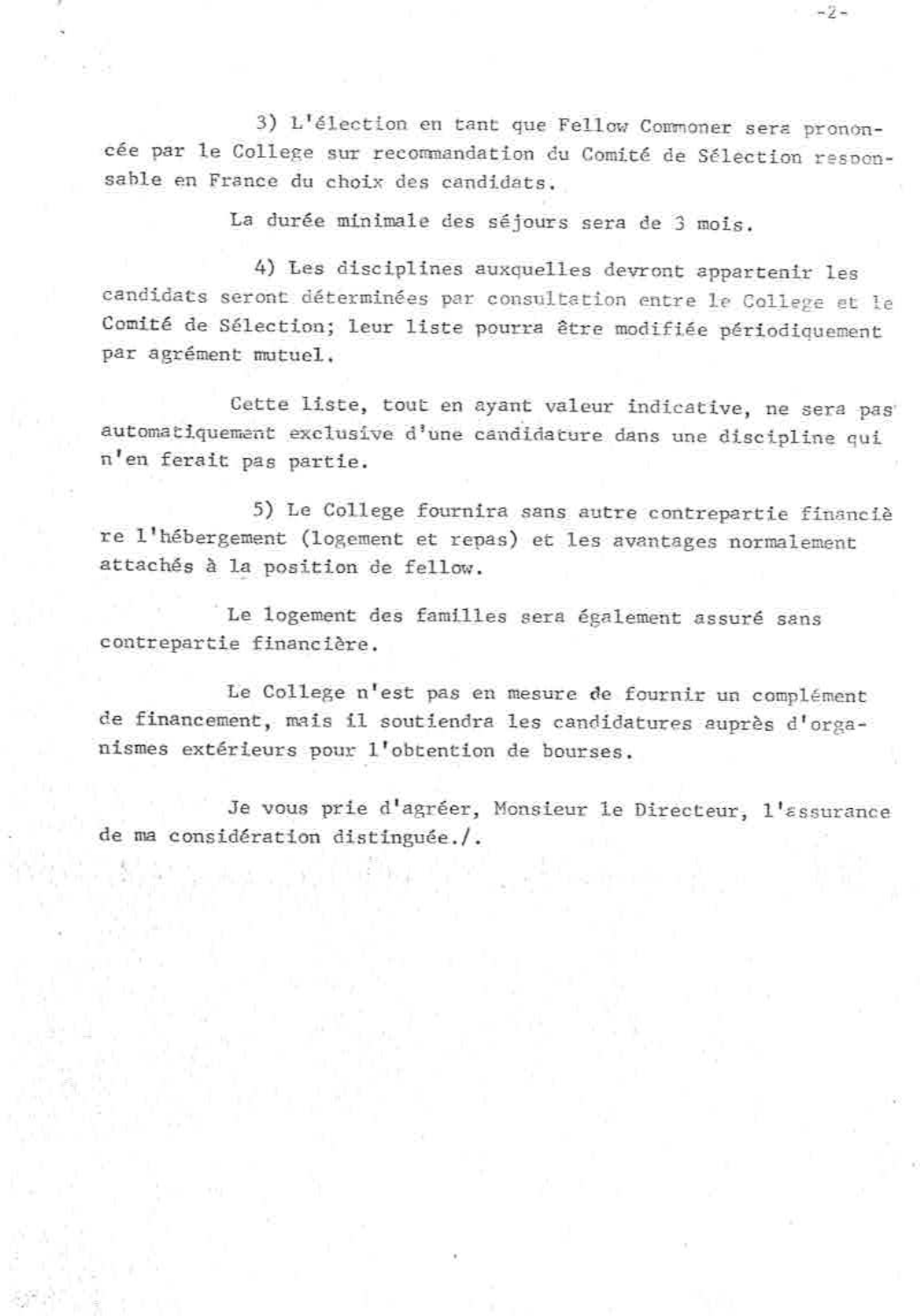3) L'élection en tant que Fellow Commoner sera prononcée par le College sur recommandation du Comité de Sélection responsable en France du choix des candidats.

La durée minimale des séjours sera de 3 mois.

4) Les disciplines auxquelles devront appartenir les candidats seront déterminées par consultation entre le College et le Comité de Sélection; leur liste pourra être modifiée périodiquement par agrément mutuel.

Cette liste, tout en ayant valeur indicative, ne sera pas automatiquement exclusive d'une candidature dans une discipline qui n'en ferait pas partie.

5) Le College fournira sans autre contrepartie financière l'hébergement (logement et repas) et les avantages normalement attachés à la position de fellow.

Le logement des familles sera également assuré sans contrepartie financière.

Le College n'est pas en mesure de fournir un complément de financement, mais il soutiendra les candidatures auprès d'organismes extérieurs pour l'obtention de bourses.

Je vous prie d'agréer, Monsieur le Directeur, l'assurance de ma considération distinguée./.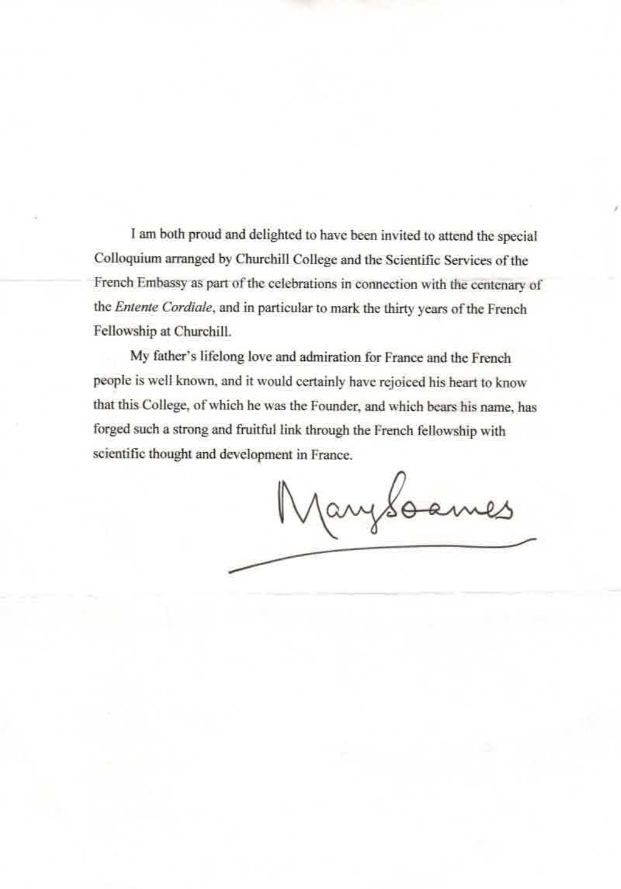I am both proud and delighted to have been invited to attend the special Colloquium arranged by Churchill College and the Scientific Services of the French Embassy as part of the celebrations in connection with the centenary of the *Entente Cordiale*, and in particular to mark the thirty years of the French Fellowship at Churchill.

My father's lifelong love and admiration for France and the French people is well known, and it would certainly have rejoiced his heart to know that this College, of which he was the Founder, and which bears his name, has forged such a strong and fruitful link through the French fellowship with scientific thought and development in France.

Mary Soames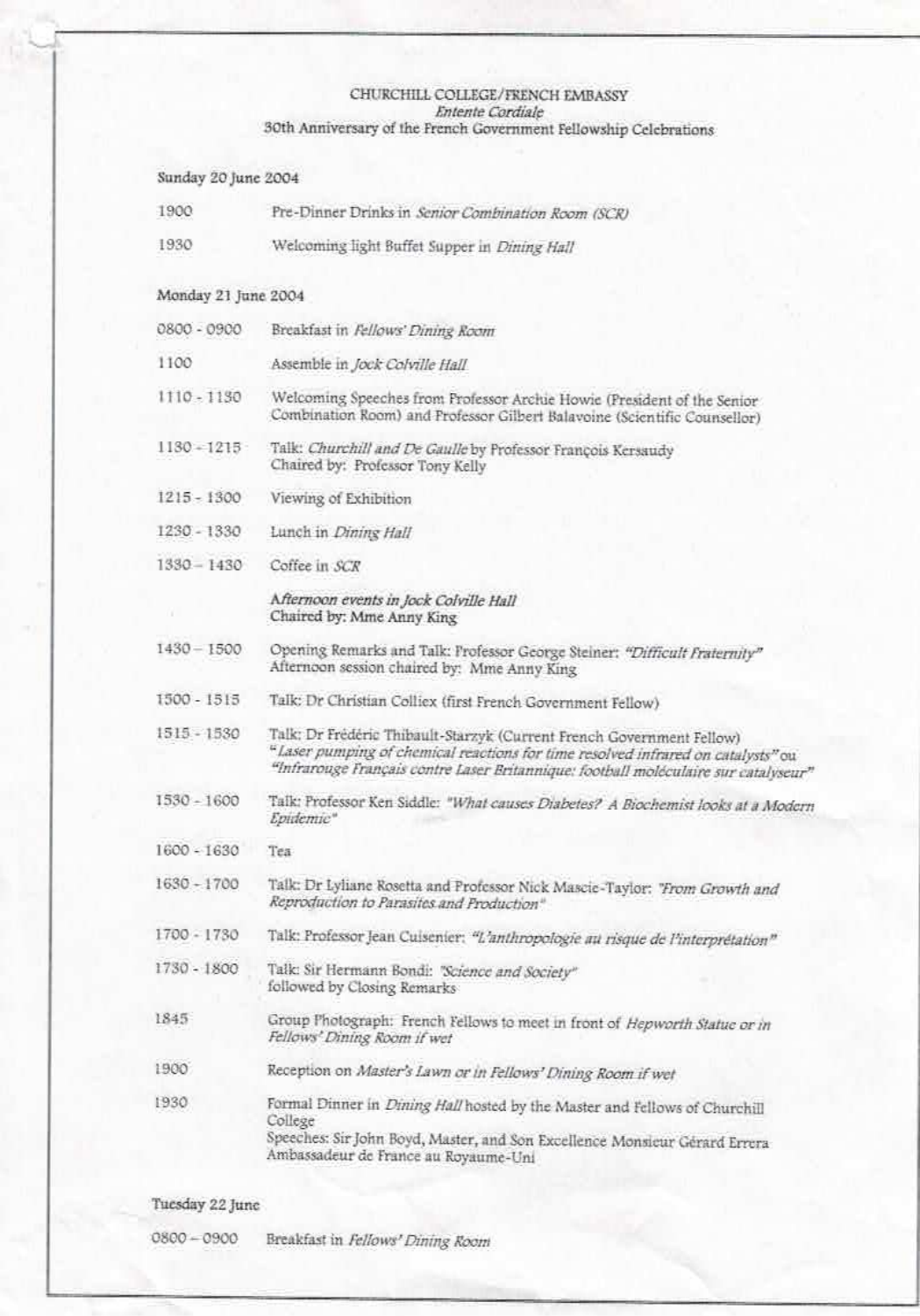CHURCHILL COLLEGE/FRENCH EMBASSY
*Entente Cordiale*
30th Anniversary of the French Government Fellowship Celebrations

**Sunday 20 June 2004**

| | |
|---|---|
| 1900 | Pre-Dinner Drinks in *Senior Combination Room (SCR)* |
| 1930 | Welcoming light Buffet Supper in *Dining Hall* |

**Monday 21 June 2004**

| | |
|---|---|
| 0800 - 0900 | Breakfast in *Fellows' Dining Room* |
| 1100 | Assemble in *Jock Colville Hall* |
| 1110 - 1130 | Welcoming Speeches from Professor Archie Howie (President of the Senior Combination Room) and Professor Gilbert Balavoine (Scientific Counsellor) |
| 1130 - 1215 | Talk: *Churchill and De Gaulle* by Professor François Kersaudy<br>Chaired by: Professor Tony Kelly |
| 1215 - 1300 | Viewing of Exhibition |
| 1230 - 1330 | Lunch in *Dining Hall* |
| 1330 – 1430 | Coffee in *SCR* |
| | ***Afternoon events in Jock Colville Hall***<br>**Chaired by: Mme Anny King** |
| 1430 – 1500 | Opening Remarks and Talk: Professor George Steiner: *"Difficult Fraternity"*<br>Afternoon session chaired by: Mme Anny King |
| 1500 - 1515 | Talk: Dr Christian Colliex (first French Government Fellow) |
| 1515 - 1530 | Talk: Dr Frédéric Thibault-Starzyk (Current French Government Fellow)<br>*"Laser pumping of chemical reactions for time resolved infrared on catalysts"* ou *"Infrarouge Français contre Laser Britannique: football moléculaire sur catalyseur"* |
| 1530 - 1600 | Talk: Professor Ken Siddle: *"What causes Diabetes? A Biochemist looks at a Modern Epidemic"* |
| 1600 - 1630 | Tea |
| 1630 - 1700 | Talk: Dr Lyliane Rosetta and Professor Nick Mascie-Taylor: *"From Growth and Reproduction to Parasites and Production"* |
| 1700 - 1730 | Talk: Professor Jean Cuisenier: *"L'anthropologie au risque de l'interprétation"* |
| 1730 - 1800 | Talk: Sir Hermann Bondi: *"Science and Society"*<br>followed by Closing Remarks |
| 1845 | Group Photograph: French Fellows to meet in front of *Hepworth Statue or in Fellows' Dining Room if wet* |
| 1900 | Reception on *Master's Lawn or in Fellows' Dining Room if wet* |
| 1930 | Formal Dinner in *Dining Hall* hosted by the Master and Fellows of Churchill College<br>Speeches: Sir John Boyd, Master, and Son Excellence Monsieur Gérard Errera Ambassadeur de France au Royaume-Uni |

**Tuesday 22 June**

| | |
|---|---|
| 0800 – 0900 | Breakfast in *Fellows' Dining Room* |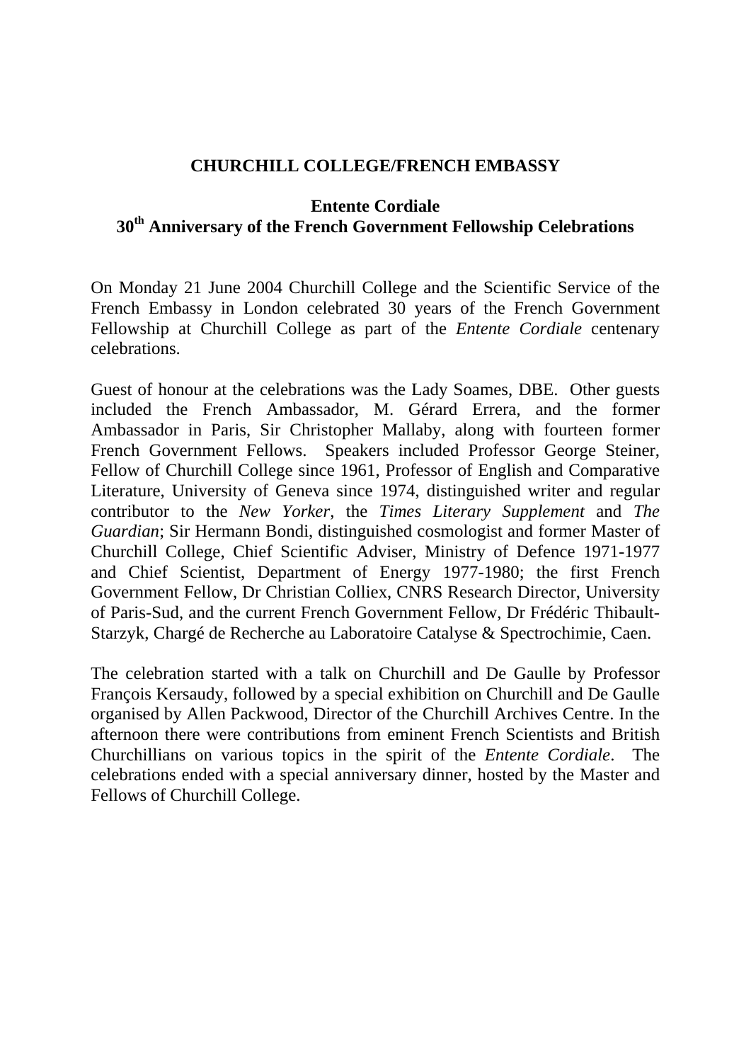# CHURCHILL COLLEGE/FRENCH EMBASSY

## Entente Cordiale
## 30th Anniversary of the French Government Fellowship Celebrations

On Monday 21 June 2004 Churchill College and the Scientific Service of the French Embassy in London celebrated 30 years of the French Government Fellowship at Churchill College as part of the *Entente Cordiale* centenary celebrations.

Guest of honour at the celebrations was the Lady Soames, DBE. Other guests included the French Ambassador, M. Gérard Errera, and the former Ambassador in Paris, Sir Christopher Mallaby, along with fourteen former French Government Fellows. Speakers included Professor George Steiner, Fellow of Churchill College since 1961, Professor of English and Comparative Literature, University of Geneva since 1974, distinguished writer and regular contributor to the *New Yorker*, the *Times Literary Supplement* and *The Guardian*; Sir Hermann Bondi, distinguished cosmologist and former Master of Churchill College, Chief Scientific Adviser, Ministry of Defence 1971-1977 and Chief Scientist, Department of Energy 1977-1980; the first French Government Fellow, Dr Christian Colliex, CNRS Research Director, University of Paris-Sud, and the current French Government Fellow, Dr Frédéric Thibault-Starzyk, Chargé de Recherche au Laboratoire Catalyse & Spectrochimie, Caen.

The celebration started with a talk on Churchill and De Gaulle by Professor François Kersaudy, followed by a special exhibition on Churchill and De Gaulle organised by Allen Packwood, Director of the Churchill Archives Centre. In the afternoon there were contributions from eminent French Scientists and British Churchillians on various topics in the spirit of the *Entente Cordiale*. The celebrations ended with a special anniversary dinner, hosted by the Master and Fellows of Churchill College.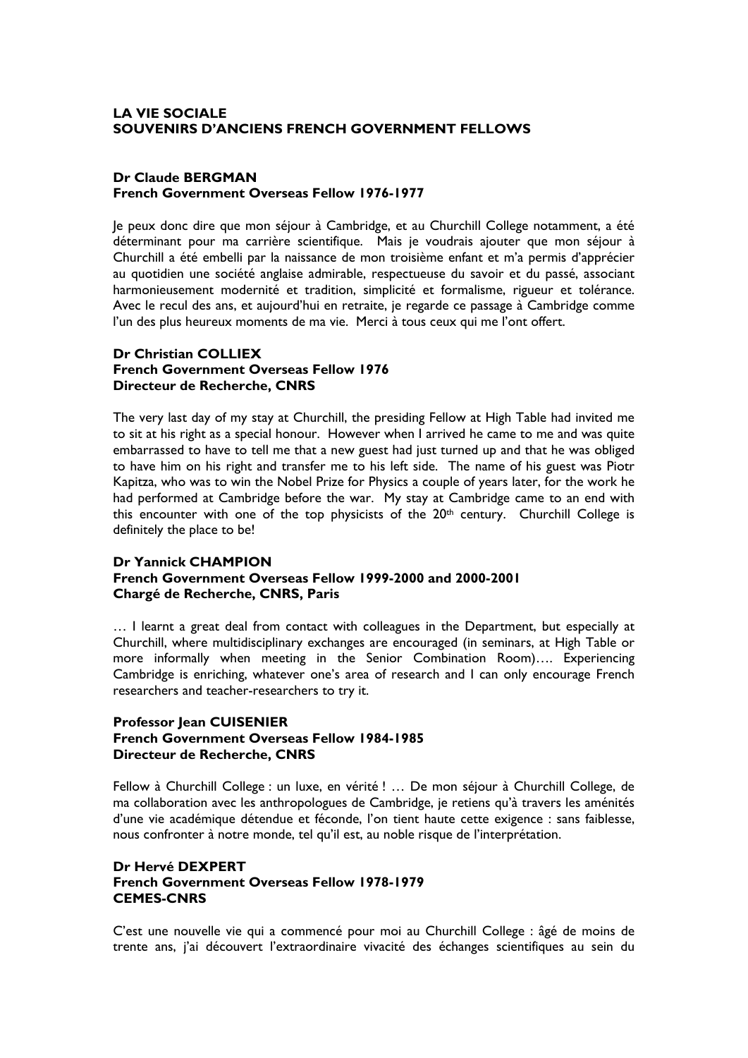**LA VIE SOCIALE**
**SOUVENIRS D'ANCIENS FRENCH GOVERNMENT FELLOWS**

**Dr Claude BERGMAN**
**French Government Overseas Fellow 1976-1977**

Je peux donc dire que mon séjour à Cambridge, et au Churchill College notamment, a été déterminant pour ma carrière scientifique. Mais je voudrais ajouter que mon séjour à Churchill a été embelli par la naissance de mon troisième enfant et m'a permis d'apprécier au quotidien une société anglaise admirable, respectueuse du savoir et du passé, associant harmonieusement modernité et tradition, simplicité et formalisme, rigueur et tolérance. Avec le recul des ans, et aujourd'hui en retraite, je regarde ce passage à Cambridge comme l'un des plus heureux moments de ma vie. Merci à tous ceux qui me l'ont offert.

**Dr Christian COLLIEX**
**French Government Overseas Fellow 1976**
**Directeur de Recherche, CNRS**

The very last day of my stay at Churchill, the presiding Fellow at High Table had invited me to sit at his right as a special honour. However when I arrived he came to me and was quite embarrassed to have to tell me that a new guest had just turned up and that he was obliged to have him on his right and transfer me to his left side. The name of his guest was Piotr Kapitza, who was to win the Nobel Prize for Physics a couple of years later, for the work he had performed at Cambridge before the war. My stay at Cambridge came to an end with this encounter with one of the top physicists of the 20th century. Churchill College is definitely the place to be!

**Dr Yannick CHAMPION**
**French Government Overseas Fellow 1999-2000 and 2000-2001**
**Chargé de Recherche, CNRS, Paris**

… I learnt a great deal from contact with colleagues in the Department, but especially at Churchill, where multidisciplinary exchanges are encouraged (in seminars, at High Table or more informally when meeting in the Senior Combination Room)…. Experiencing Cambridge is enriching, whatever one's area of research and I can only encourage French researchers and teacher-researchers to try it.

**Professor Jean CUISENIER**
**French Government Overseas Fellow 1984-1985**
**Directeur de Recherche, CNRS**

Fellow à Churchill College : un luxe, en vérité ! … De mon séjour à Churchill College, de ma collaboration avec les anthropologues de Cambridge, je retiens qu'à travers les aménités d'une vie académique détendue et féconde, l'on tient haute cette exigence : sans faiblesse, nous confronter à notre monde, tel qu'il est, au noble risque de l'interprétation.

**Dr Hervé DEXPERT**
**French Government Overseas Fellow 1978-1979**
**CEMES-CNRS**

C'est une nouvelle vie qui a commencé pour moi au Churchill College : âgé de moins de trente ans, j'ai découvert l'extraordinaire vivacité des échanges scientifiques au sein du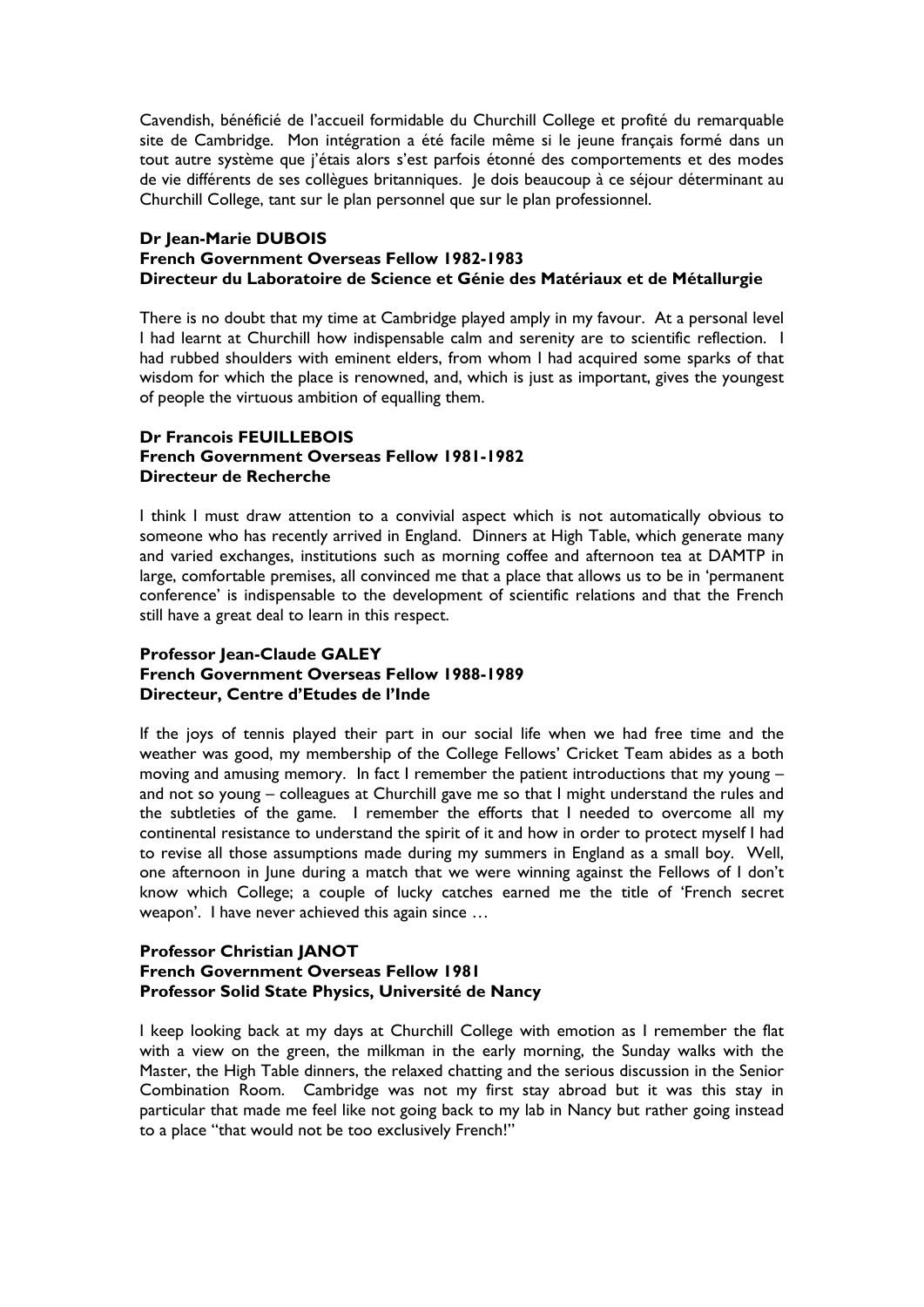Cavendish, bénéficié de l'accueil formidable du Churchill College et profité du remarquable site de Cambridge. Mon intégration a été facile même si le jeune français formé dans un tout autre système que j'étais alors s'est parfois étonné des comportements et des modes de vie différents de ses collègues britanniques. Je dois beaucoup à ce séjour déterminant au Churchill College, tant sur le plan personnel que sur le plan professionnel.

**Dr Jean-Marie DUBOIS**
**French Government Overseas Fellow 1982-1983**
**Directeur du Laboratoire de Science et Génie des Matériaux et de Métallurgie**

There is no doubt that my time at Cambridge played amply in my favour. At a personal level I had learnt at Churchill how indispensable calm and serenity are to scientific reflection. I had rubbed shoulders with eminent elders, from whom I had acquired some sparks of that wisdom for which the place is renowned, and, which is just as important, gives the youngest of people the virtuous ambition of equalling them.

**Dr Francois FEUILLEBOIS**
**French Government Overseas Fellow 1981-1982**
**Directeur de Recherche**

I think I must draw attention to a convivial aspect which is not automatically obvious to someone who has recently arrived in England. Dinners at High Table, which generate many and varied exchanges, institutions such as morning coffee and afternoon tea at DAMTP in large, comfortable premises, all convinced me that a place that allows us to be in 'permanent conference' is indispensable to the development of scientific relations and that the French still have a great deal to learn in this respect.

**Professor Jean-Claude GALEY**
**French Government Overseas Fellow 1988-1989**
**Directeur, Centre d'Etudes de l'Inde**

If the joys of tennis played their part in our social life when we had free time and the weather was good, my membership of the College Fellows' Cricket Team abides as a both moving and amusing memory. In fact I remember the patient introductions that my young – and not so young – colleagues at Churchill gave me so that I might understand the rules and the subtleties of the game. I remember the efforts that I needed to overcome all my continental resistance to understand the spirit of it and how in order to protect myself I had to revise all those assumptions made during my summers in England as a small boy. Well, one afternoon in June during a match that we were winning against the Fellows of I don't know which College; a couple of lucky catches earned me the title of 'French secret weapon'. I have never achieved this again since …

**Professor Christian JANOT**
**French Government Overseas Fellow 1981**
**Professor Solid State Physics, Université de Nancy**

I keep looking back at my days at Churchill College with emotion as I remember the flat with a view on the green, the milkman in the early morning, the Sunday walks with the Master, the High Table dinners, the relaxed chatting and the serious discussion in the Senior Combination Room. Cambridge was not my first stay abroad but it was this stay in particular that made me feel like not going back to my lab in Nancy but rather going instead to a place "that would not be too exclusively French!"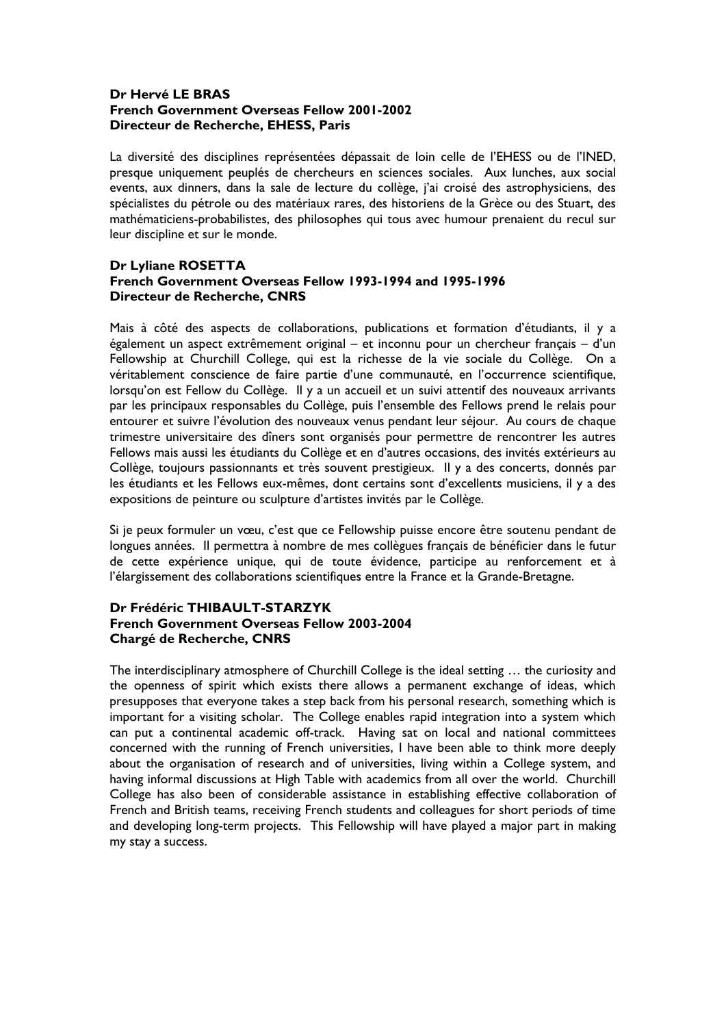**Dr Hervé LE BRAS**
**French Government Overseas Fellow 2001-2002**
**Directeur de Recherche, EHESS, Paris**

La diversité des disciplines représentées dépassait de loin celle de l'EHESS ou de l'INED, presque uniquement peuplés de chercheurs en sciences sociales. Aux lunches, aux social events, aux dinners, dans la sale de lecture du collège, j'ai croisé des astrophysiciens, des spécialistes du pétrole ou des matériaux rares, des historiens de la Grèce ou des Stuart, des mathématiciens-probabilistes, des philosophes qui tous avec humour prenaient du recul sur leur discipline et sur le monde.

**Dr Lyliane ROSETTA**
**French Government Overseas Fellow 1993-1994 and 1995-1996**
**Directeur de Recherche, CNRS**

Mais à côté des aspects de collaborations, publications et formation d'étudiants, il y a également un aspect extrêmement original – et inconnu pour un chercheur français – d'un Fellowship at Churchill College, qui est la richesse de la vie sociale du Collège. On a véritablement conscience de faire partie d'une communauté, en l'occurrence scientifique, lorsqu'on est Fellow du Collège. Il y a un accueil et un suivi attentif des nouveaux arrivants par les principaux responsables du Collège, puis l'ensemble des Fellows prend le relais pour entourer et suivre l'évolution des nouveaux venus pendant leur séjour. Au cours de chaque trimestre universitaire des dîners sont organisés pour permettre de rencontrer les autres Fellows mais aussi les étudiants du Collège et en d'autres occasions, des invités extérieurs au Collège, toujours passionnants et très souvent prestigieux. Il y a des concerts, donnés par les étudiants et les Fellows eux-mêmes, dont certains sont d'excellents musiciens, il y a des expositions de peinture ou sculpture d'artistes invités par le Collège.

Si je peux formuler un vœu, c'est que ce Fellowship puisse encore être soutenu pendant de longues années. Il permettra à nombre de mes collègues français de bénéficier dans le futur de cette expérience unique, qui de toute évidence, participe au renforcement et à l'élargissement des collaborations scientifiques entre la France et la Grande-Bretagne.

**Dr Frédéric THIBAULT-STARZYK**
**French Government Overseas Fellow 2003-2004**
**Chargé de Recherche, CNRS**

The interdisciplinary atmosphere of Churchill College is the ideal setting … the curiosity and the openness of spirit which exists there allows a permanent exchange of ideas, which presupposes that everyone takes a step back from his personal research, something which is important for a visiting scholar. The College enables rapid integration into a system which can put a continental academic off-track. Having sat on local and national committees concerned with the running of French universities, I have been able to think more deeply about the organisation of research and of universities, living within a College system, and having informal discussions at High Table with academics from all over the world. Churchill College has also been of considerable assistance in establishing effective collaboration of French and British teams, receiving French students and colleagues for short periods of time and developing long-term projects. This Fellowship will have played a major part in making my stay a success.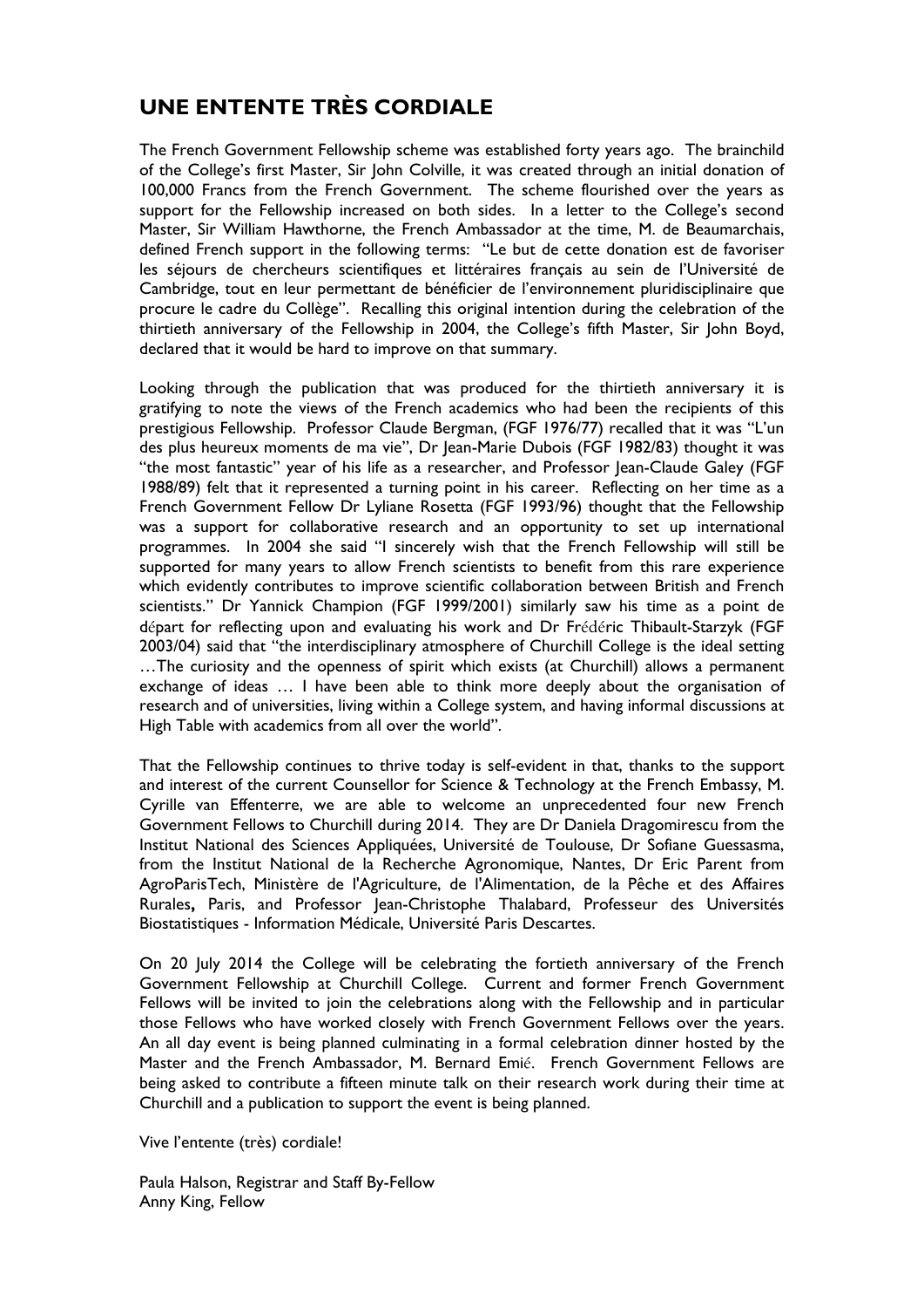## UNE ENTENTE TRÈS CORDIALE

The French Government Fellowship scheme was established forty years ago. The brainchild of the College's first Master, Sir John Colville, it was created through an initial donation of 100,000 Francs from the French Government. The scheme flourished over the years as support for the Fellowship increased on both sides. In a letter to the College's second Master, Sir William Hawthorne, the French Ambassador at the time, M. de Beaumarchais, defined French support in the following terms: "Le but de cette donation est de favoriser les séjours de chercheurs scientifiques et littéraires français au sein de l'Université de Cambridge, tout en leur permettant de bénéficier de l'environnement pluridisciplinaire que procure le cadre du Collège". Recalling this original intention during the celebration of the thirtieth anniversary of the Fellowship in 2004, the College's fifth Master, Sir John Boyd, declared that it would be hard to improve on that summary.

Looking through the publication that was produced for the thirtieth anniversary it is gratifying to note the views of the French academics who had been the recipients of this prestigious Fellowship. Professor Claude Bergman, (FGF 1976/77) recalled that it was "L'un des plus heureux moments de ma vie", Dr Jean-Marie Dubois (FGF 1982/83) thought it was "the most fantastic" year of his life as a researcher, and Professor Jean-Claude Galey (FGF 1988/89) felt that it represented a turning point in his career. Reflecting on her time as a French Government Fellow Dr Lyliane Rosetta (FGF 1993/96) thought that the Fellowship was a support for collaborative research and an opportunity to set up international programmes. In 2004 she said "I sincerely wish that the French Fellowship will still be supported for many years to allow French scientists to benefit from this rare experience which evidently contributes to improve scientific collaboration between British and French scientists." Dr Yannick Champion (FGF 1999/2001) similarly saw his time as a point de départ for reflecting upon and evaluating his work and Dr Frédéric Thibault-Starzyk (FGF 2003/04) said that "the interdisciplinary atmosphere of Churchill College is the ideal setting …The curiosity and the openness of spirit which exists (at Churchill) allows a permanent exchange of ideas … I have been able to think more deeply about the organisation of research and of universities, living within a College system, and having informal discussions at High Table with academics from all over the world".

That the Fellowship continues to thrive today is self-evident in that, thanks to the support and interest of the current Counsellor for Science & Technology at the French Embassy, M. Cyrille van Effenterre, we are able to welcome an unprecedented four new French Government Fellows to Churchill during 2014. They are Dr Daniela Dragomirescu from the Institut National des Sciences Appliquées, Université de Toulouse, Dr Sofiane Guessasma, from the Institut National de la Recherche Agronomique, Nantes, Dr Eric Parent from AgroParisTech, Ministère de l'Agriculture, de l'Alimentation, de la Pêche et des Affaires Rurales**,** Paris, and Professor Jean-Christophe Thalabard, Professeur des Universités Biostatistiques - Information Médicale, Université Paris Descartes.

On 20 July 2014 the College will be celebrating the fortieth anniversary of the French Government Fellowship at Churchill College. Current and former French Government Fellows will be invited to join the celebrations along with the Fellowship and in particular those Fellows who have worked closely with French Government Fellows over the years. An all day event is being planned culminating in a formal celebration dinner hosted by the Master and the French Ambassador, M. Bernard Emié. French Government Fellows are being asked to contribute a fifteen minute talk on their research work during their time at Churchill and a publication to support the event is being planned.

Vive l'entente (très) cordiale!

Paula Halson, Registrar and Staff By-Fellow
Anny King, Fellow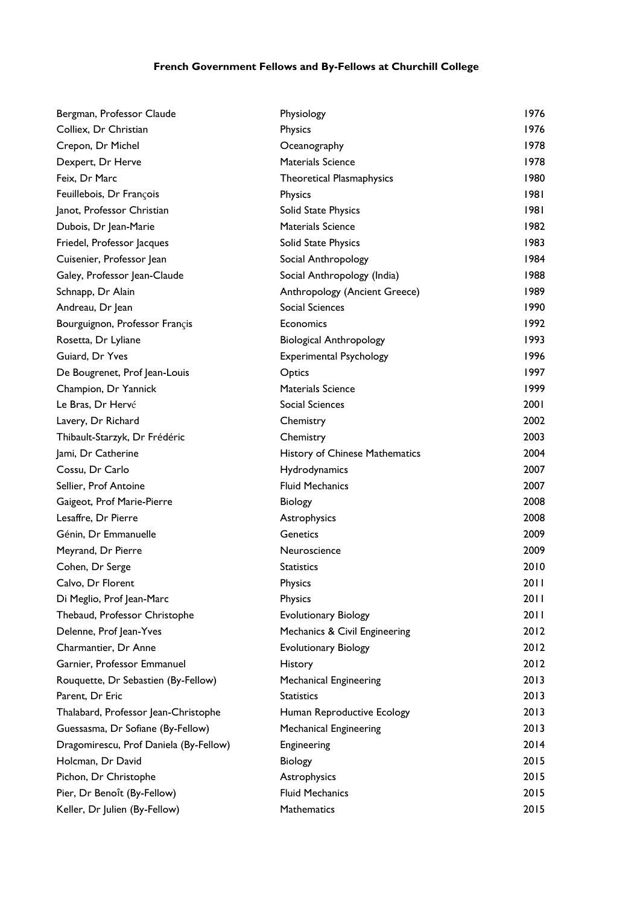**French Government Fellows and By-Fellows at Churchill College**

| | | |
|---|---|---|
| Bergman, Professor Claude | Physiology | 1976 |
| Colliex, Dr Christian | Physics | 1976 |
| Crepon, Dr Michel | Oceanography | 1978 |
| Dexpert, Dr Herve | Materials Science | 1978 |
| Feix, Dr Marc | Theoretical Plasmaphysics | 1980 |
| Feuillebois, Dr François | Physics | 1981 |
| Janot, Professor Christian | Solid State Physics | 1981 |
| Dubois, Dr Jean-Marie | Materials Science | 1982 |
| Friedel, Professor Jacques | Solid State Physics | 1983 |
| Cuisenier, Professor Jean | Social Anthropology | 1984 |
| Galey, Professor Jean-Claude | Social Anthropology (India) | 1988 |
| Schnapp, Dr Alain | Anthropology (Ancient Greece) | 1989 |
| Andreau, Dr Jean | Social Sciences | 1990 |
| Bourguignon, Professor Françis | Economics | 1992 |
| Rosetta, Dr Lyliane | Biological Anthropology | 1993 |
| Guiard, Dr Yves | Experimental Psychology | 1996 |
| De Bougrenet, Prof Jean-Louis | Optics | 1997 |
| Champion, Dr Yannick | Materials Science | 1999 |
| Le Bras, Dr Hervé | Social Sciences | 2001 |
| Lavery, Dr Richard | Chemistry | 2002 |
| Thibault-Starzyk, Dr Frédéric | Chemistry | 2003 |
| Jami, Dr Catherine | History of Chinese Mathematics | 2004 |
| Cossu, Dr Carlo | Hydrodynamics | 2007 |
| Sellier, Prof Antoine | Fluid Mechanics | 2007 |
| Gaigeot, Prof Marie-Pierre | Biology | 2008 |
| Lesaffre, Dr Pierre | Astrophysics | 2008 |
| Génin, Dr Emmanuelle | Genetics | 2009 |
| Meyrand, Dr Pierre | Neuroscience | 2009 |
| Cohen, Dr Serge | Statistics | 2010 |
| Calvo, Dr Florent | Physics | 2011 |
| Di Meglio, Prof Jean-Marc | Physics | 2011 |
| Thebaud, Professor Christophe | Evolutionary Biology | 2011 |
| Delenne, Prof Jean-Yves | Mechanics & Civil Engineering | 2012 |
| Charmantier, Dr Anne | Evolutionary Biology | 2012 |
| Garnier, Professor Emmanuel | History | 2012 |
| Rouquette, Dr Sebastien (By-Fellow) | Mechanical Engineering | 2013 |
| Parent, Dr Eric | Statistics | 2013 |
| Thalabard, Professor Jean-Christophe | Human Reproductive Ecology | 2013 |
| Guessasma, Dr Sofiane (By-Fellow) | Mechanical Engineering | 2013 |
| Dragomirescu, Prof Daniela (By-Fellow) | Engineering | 2014 |
| Holcman, Dr David | Biology | 2015 |
| Pichon, Dr Christophe | Astrophysics | 2015 |
| Pier, Dr Benoît (By-Fellow) | Fluid Mechanics | 2015 |
| Keller, Dr Julien (By-Fellow) | Mathematics | 2015 |